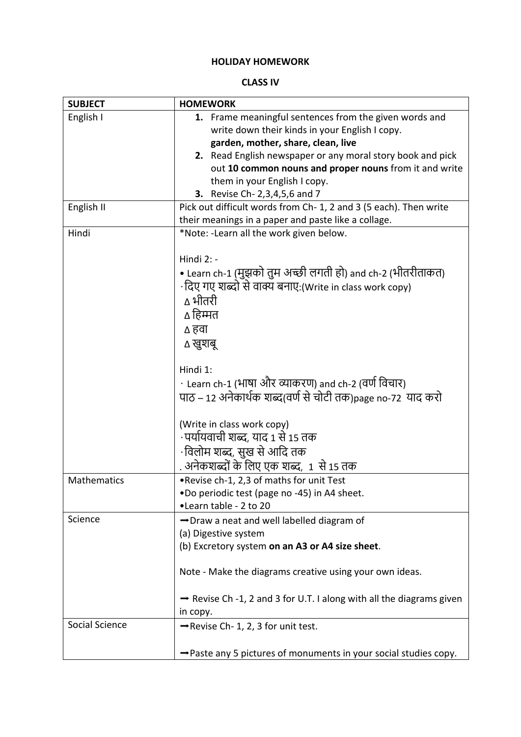**HOLIDAY HOMEWORK**

**CLASS IV**

| SUBJECT | HOMEWORK |
|---|---|
| English I | **1.** Frame meaningful sentences from the given words and write down their kinds in your English I copy.<br>**garden, mother, share, clean, live**<br>**2.** Read English newspaper or any moral story book and pick out **10 common nouns and proper nouns** from it and write them in your English I copy.<br>**3.** Revise Ch- 2,3,4,5,6 and 7 |
| English II | Pick out difficult words from Ch- 1, 2 and 3 (5 each). Then write their meanings in a paper and paste like a collage. |
| Hindi | *Note: -Learn all the work given below.<br><br>Hindi 2: -<br>• Learn ch-1 (मुझको तुम अच्छी लगती हो) and ch-2 (भीतरीताकत)<br>· दिए गए शब्दो से वाक्य बनाए:(Write in class work copy)<br>∆ भीतरी<br>∆ हिम्मत<br>∆ हवा<br>∆ खुशबू<br><br>Hindi 1:<br>· Learn ch-1 (भाषा और व्याकरण) and ch-2 (वर्ण विचार)<br>पाठ – 12 अनेकार्थक शब्द(वर्ण से चोटी तक)page no-72 याद करो<br><br>(Write in class work copy)<br>· पर्यायवाची शब्द, याद 1 से 15 तक<br>· विलोम शब्द, सुख से आदि तक<br>. अनेकशब्दों के लिए एक शब्द, 1 से 15 तक |
| Mathematics | •Revise ch-1, 2,3 of maths for unit Test<br>•Do periodic test (page no -45) in A4 sheet.<br>•Learn table - 2 to 20 |
| Science | ➞Draw a neat and well labelled diagram of<br>(a) Digestive system<br>(b) Excretory system **on an A3 or A4 size sheet**.<br><br>Note - Make the diagrams creative using your own ideas.<br><br>➞ Revise Ch -1, 2 and 3 for U.T. I along with all the diagrams given in copy. |
| Social Science | ➞Revise Ch- 1, 2, 3 for unit test.<br><br>➞Paste any 5 pictures of monuments in your social studies copy. |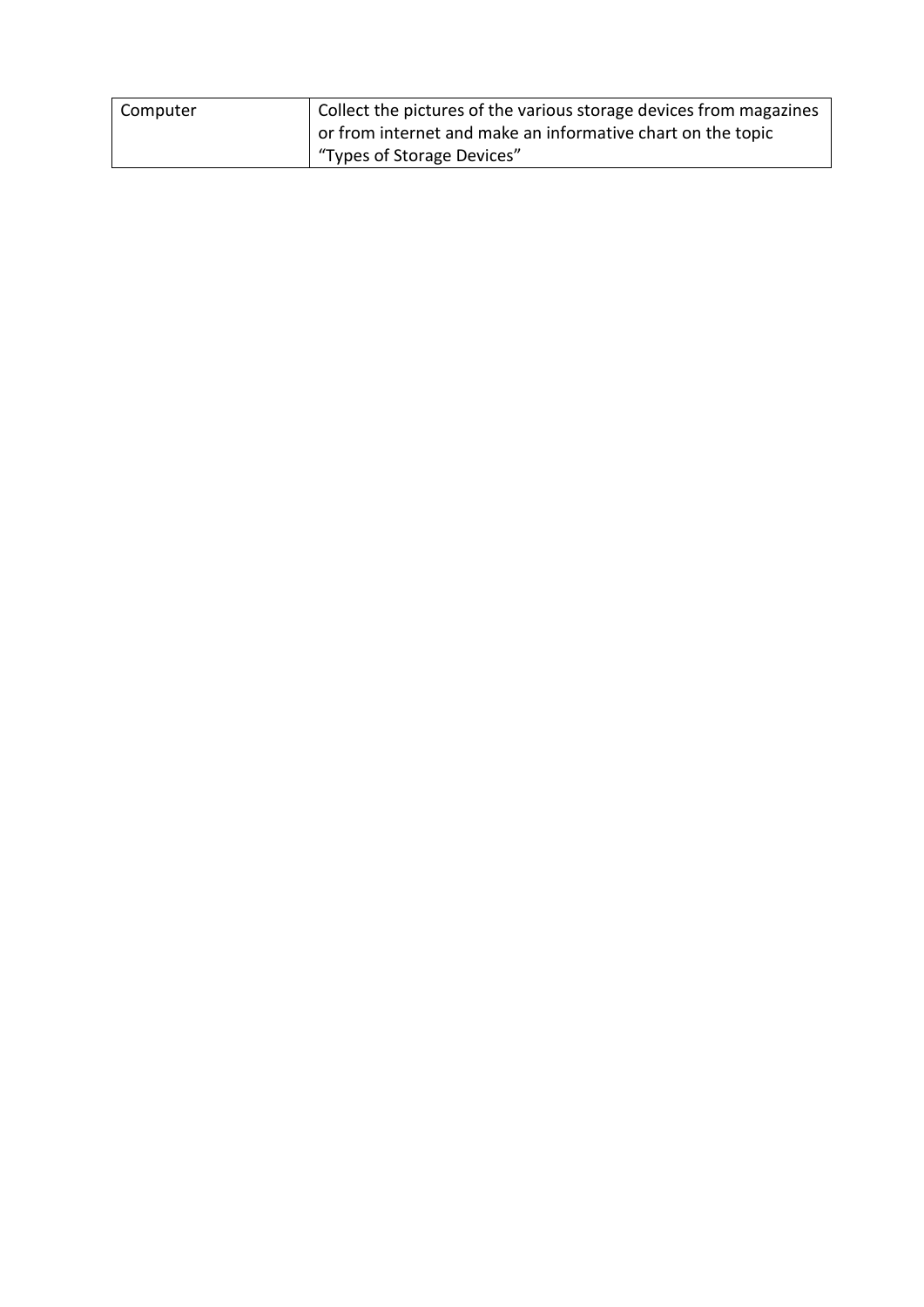| | |
|---|---|
| Computer | Collect the pictures of the various storage devices from magazines or from internet and make an informative chart on the topic "Types of Storage Devices" |